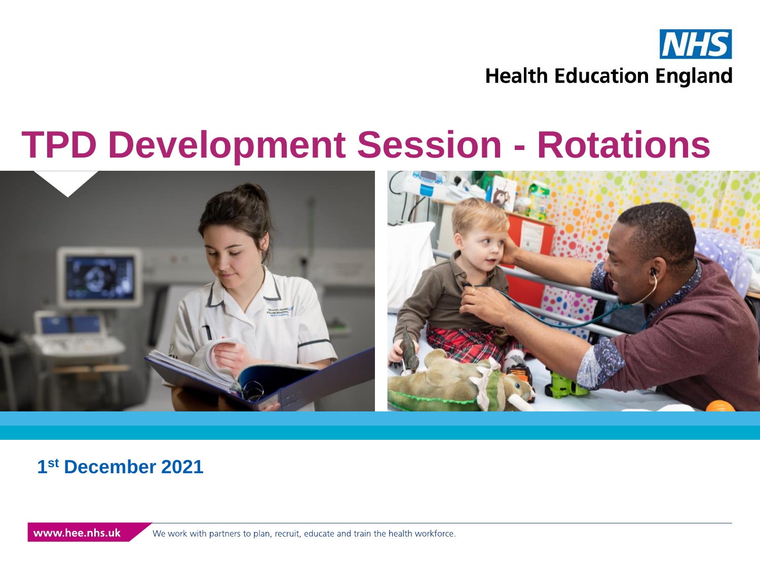NHS

Health Education England

# TPD Development Session - Rotations

**1st December 2021**

www.hee.nhs.uk We work with partners to plan, recruit, educate and train the health workforce.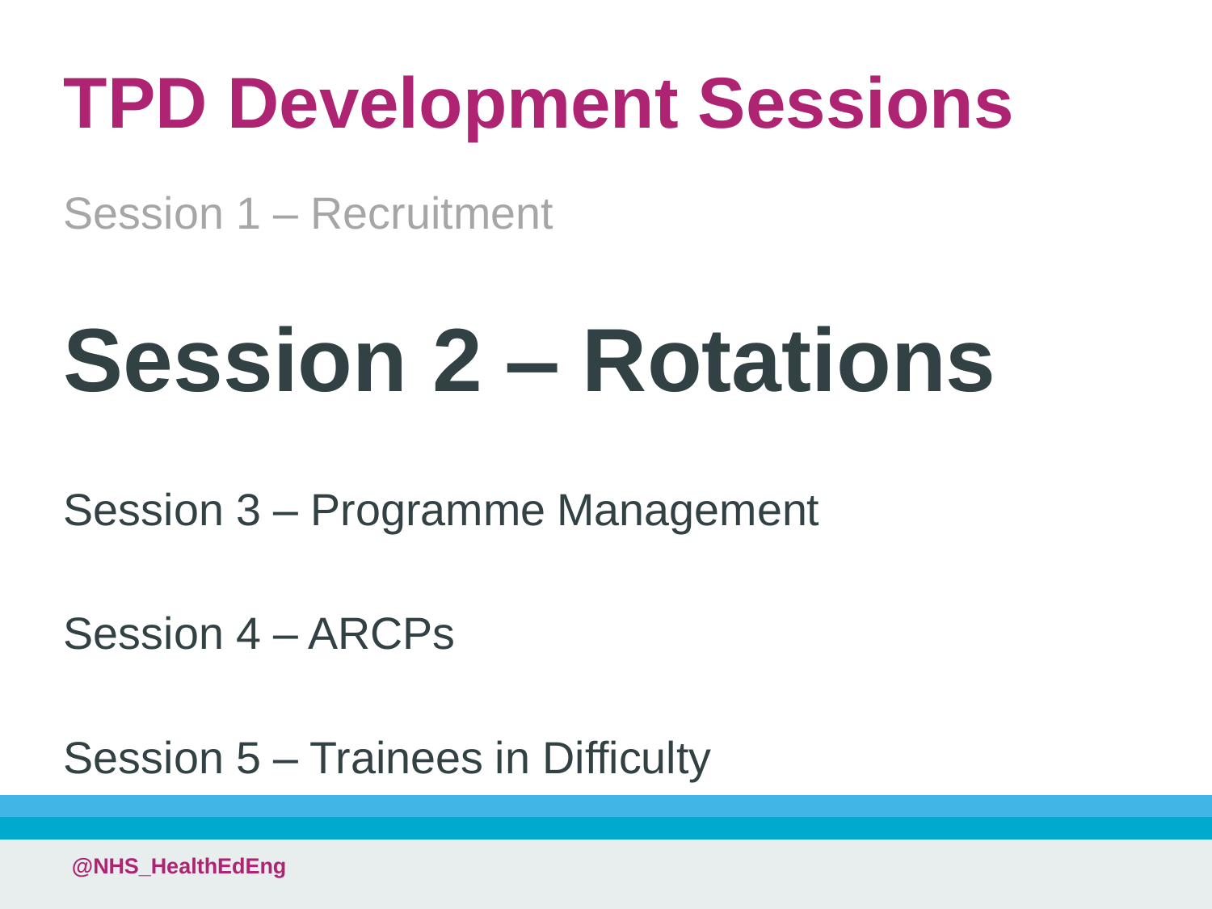# TPD Development Sessions

Session 1 – Recruitment

## Session 2 – Rotations

Session 3 – Programme Management

Session 4 – ARCPs

Session 5 – Trainees in Difficulty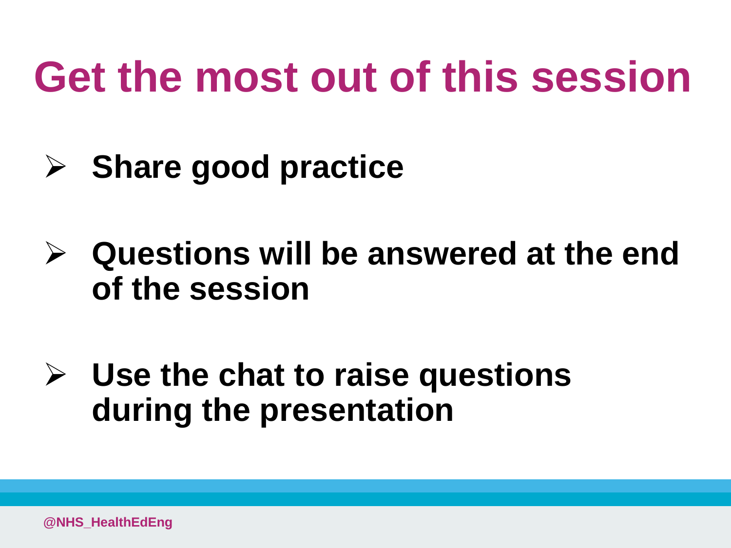# Get the most out of this session

- **Share good practice**

- **Questions will be answered at the end of the session**

- **Use the chat to raise questions during the presentation**

@NHS_HealthEdEng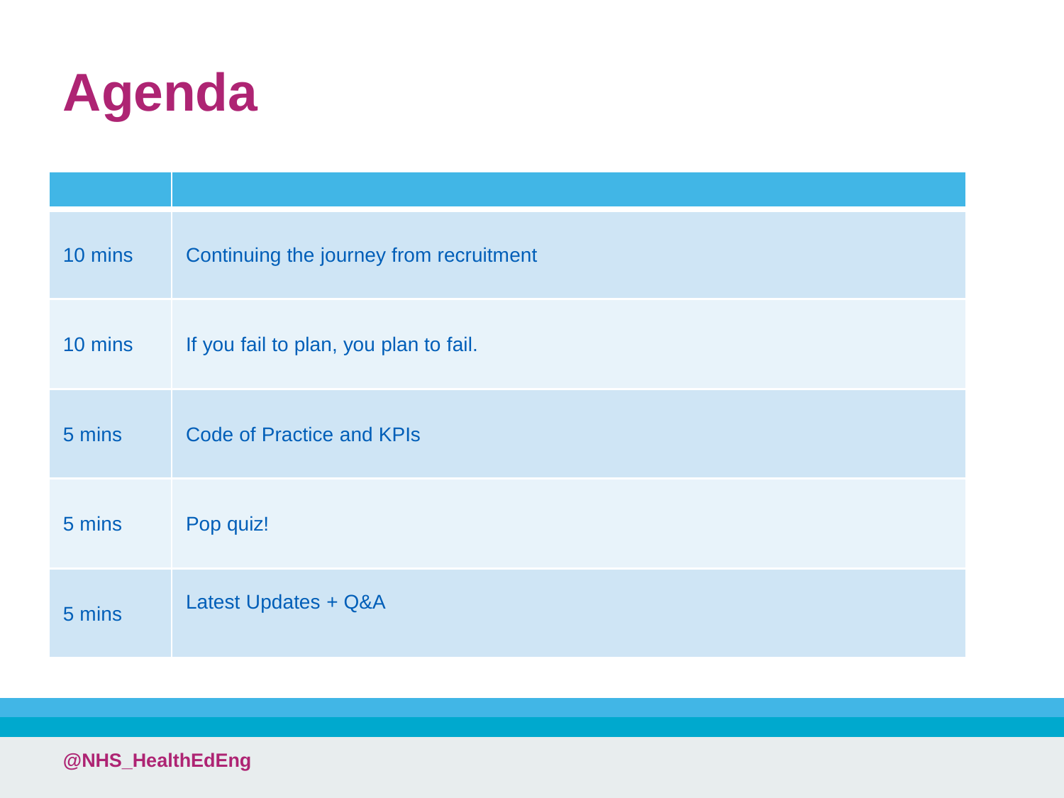# Agenda

| | |
|---|---|
| 10 mins | Continuing the journey from recruitment |
| 10 mins | If you fail to plan, you plan to fail. |
| 5 mins | Code of Practice and KPIs |
| 5 mins | Pop quiz! |
| 5 mins | Latest Updates + Q&A |

@NHS_HealthEdEng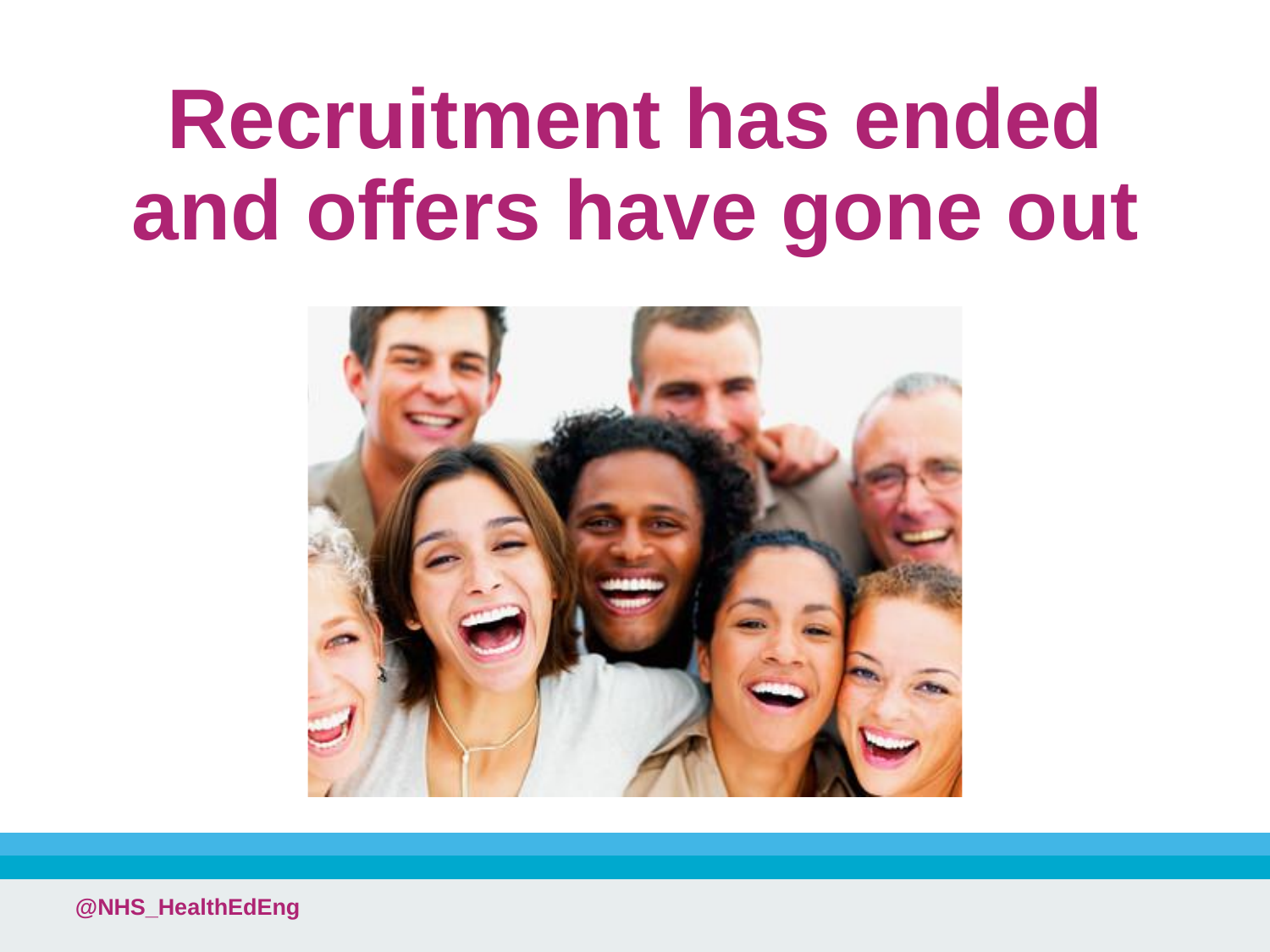# Recruitment has ended and offers have gone out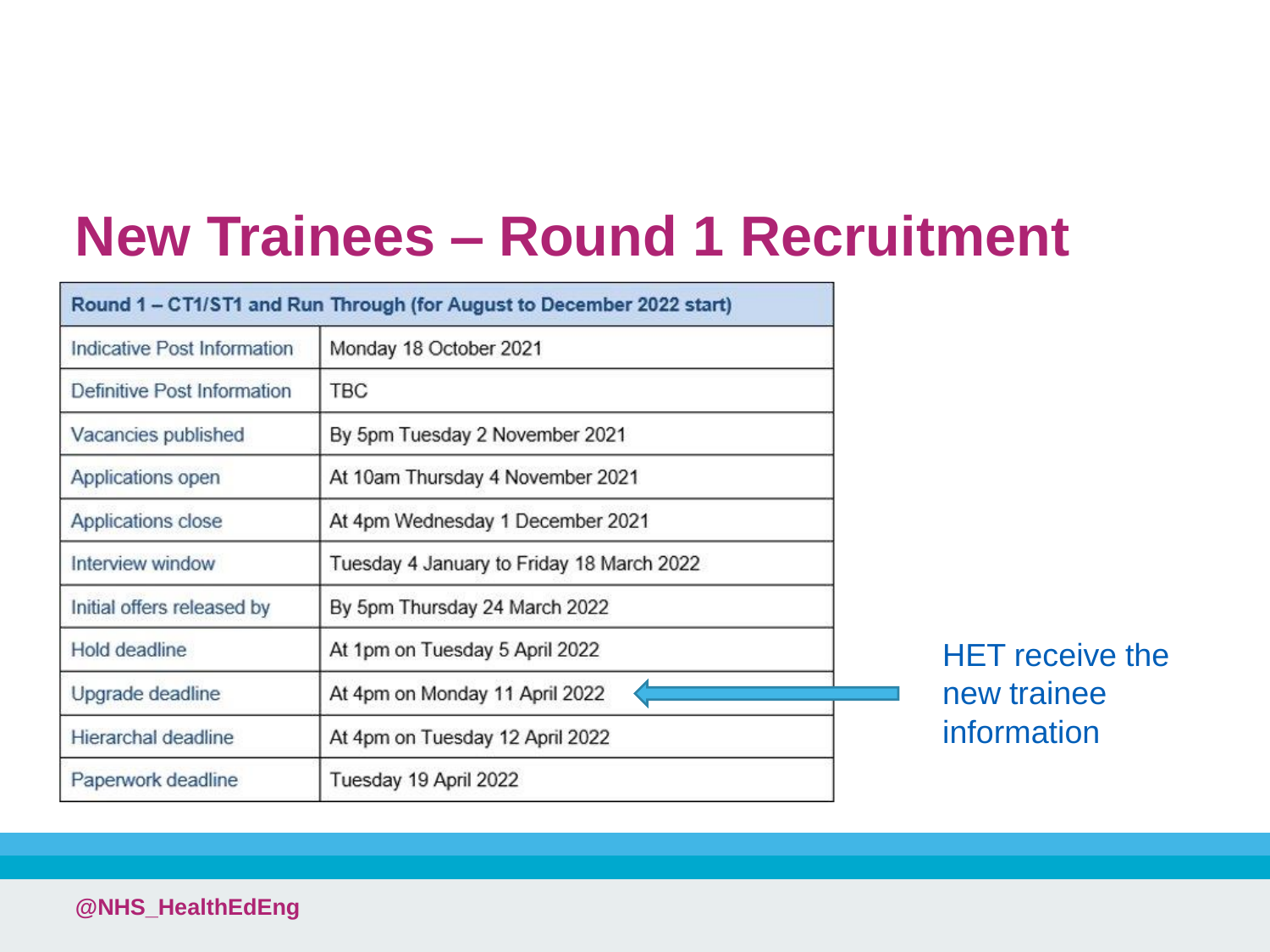# New Trainees – Round 1 Recruitment

| Round 1 – CT1/ST1 and Run Through (for August to December 2022 start) | |
|---|---|
| Indicative Post Information | Monday 18 October 2021 |
| Definitive Post Information | TBC |
| Vacancies published | By 5pm Tuesday 2 November 2021 |
| Applications open | At 10am Thursday 4 November 2021 |
| Applications close | At 4pm Wednesday 1 December 2021 |
| Interview window | Tuesday 4 January to Friday 18 March 2022 |
| Initial offers released by | By 5pm Thursday 24 March 2022 |
| Hold deadline | At 1pm on Tuesday 5 April 2022 |
| Upgrade deadline | At 4pm on Monday 11 April 2022 |
| Hierarchal deadline | At 4pm on Tuesday 12 April 2022 |
| Paperwork deadline | Tuesday 19 April 2022 |

HET receive the new trainee information

@NHS_HealthEdEng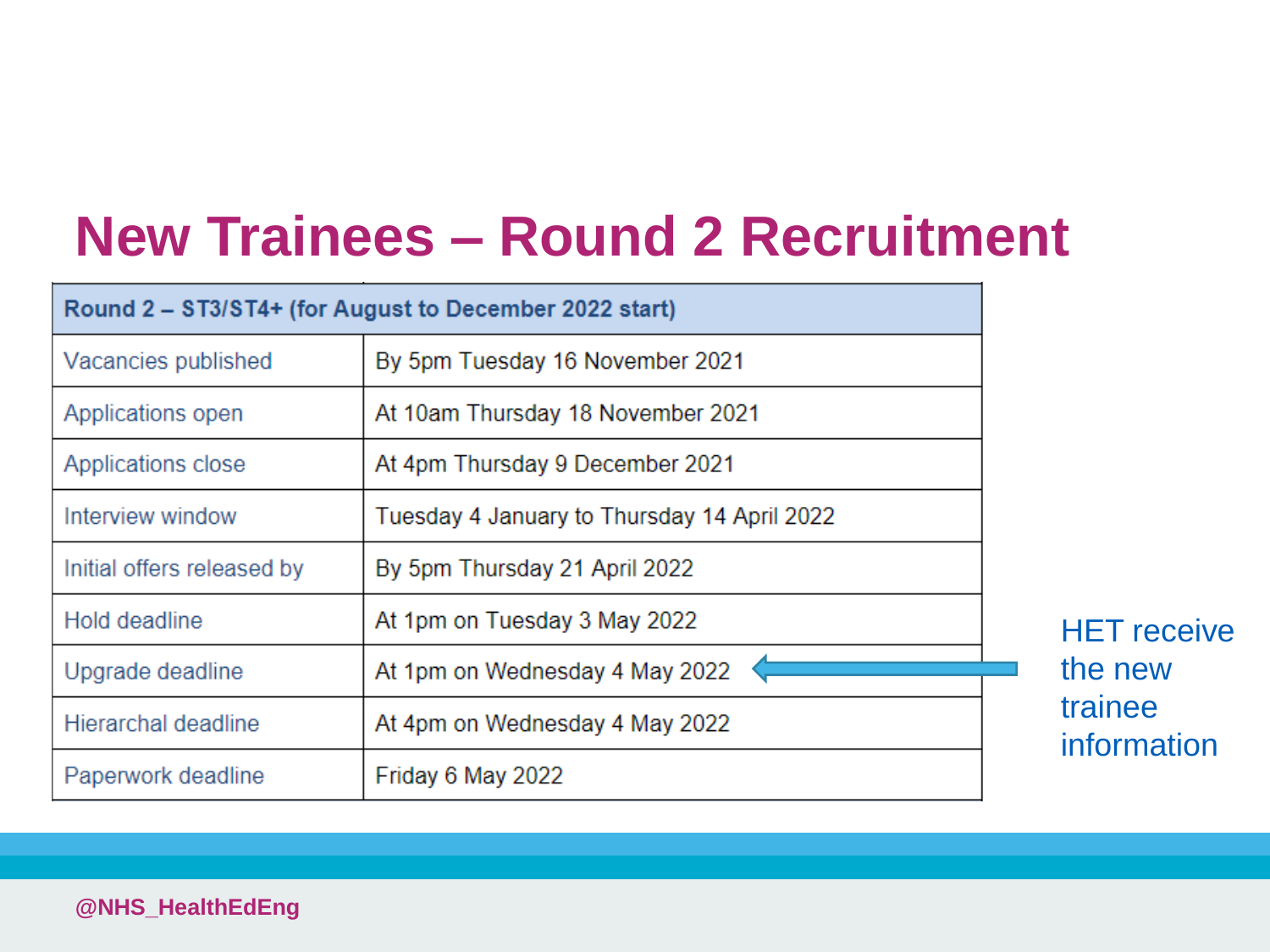# New Trainees – Round 2 Recruitment

| Round 2 – ST3/ST4+ (for August to December 2022 start) | |
|---|---|
| Vacancies published | By 5pm Tuesday 16 November 2021 |
| Applications open | At 10am Thursday 18 November 2021 |
| Applications close | At 4pm Thursday 9 December 2021 |
| Interview window | Tuesday 4 January to Thursday 14 April 2022 |
| Initial offers released by | By 5pm Thursday 21 April 2022 |
| Hold deadline | At 1pm on Tuesday 3 May 2022 |
| Upgrade deadline | At 1pm on Wednesday 4 May 2022 |
| Hierarchal deadline | At 4pm on Wednesday 4 May 2022 |
| Paperwork deadline | Friday 6 May 2022 |

HET receive the new trainee information

@NHS_HealthEdEng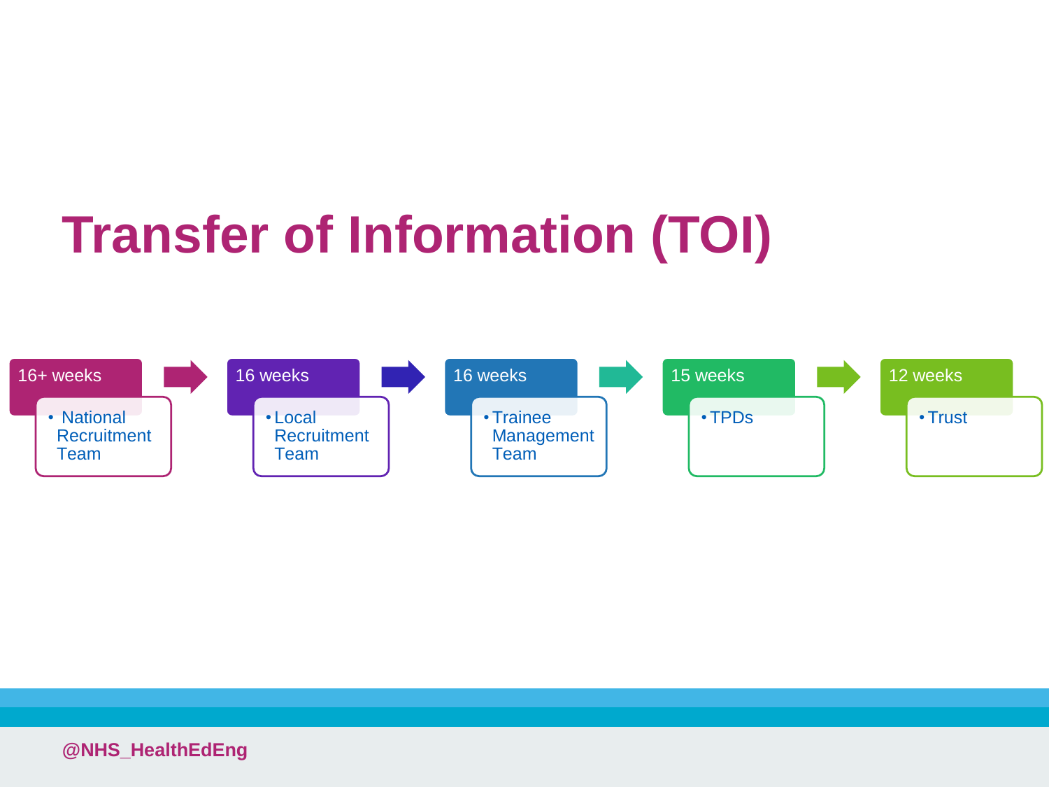# Transfer of Information (TOI)

- **16+ weeks**
  - National Recruitment Team
- **16 weeks**
  - Local Recruitment Team
- **16 weeks**
  - Trainee Management Team
- **15 weeks**
  - TPDs
- **12 weeks**
  - Trust

@NHS_HealthEdEng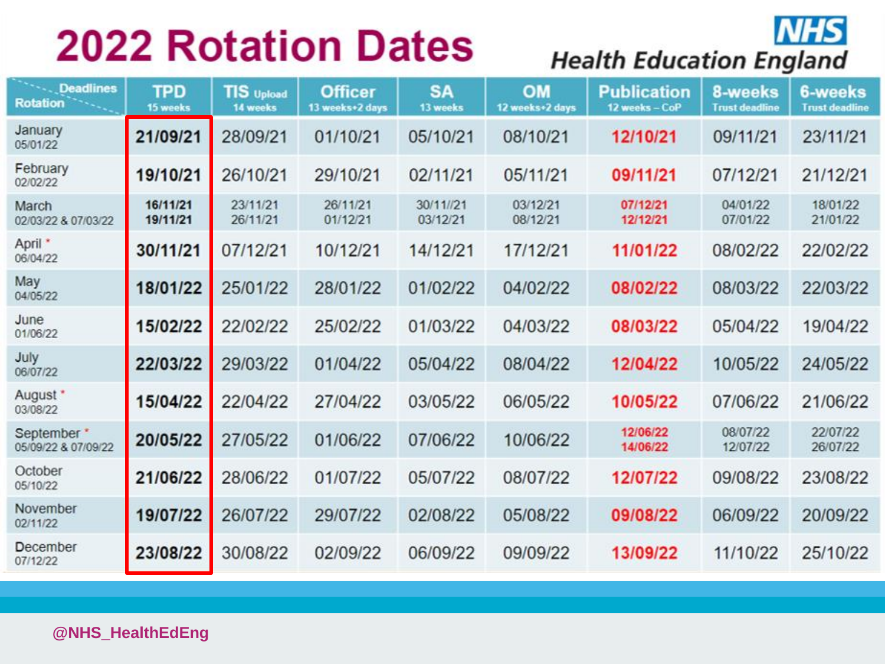# 2022 Rotation Dates

NHS Health Education England

| Rotation / Deadlines | TPD 15 weeks | TIS Upload 14 weeks | Officer 13 weeks+2 days | SA 13 weeks | OM 12 weeks+2 days | Publication 12 weeks – CoP | 8-weeks Trust deadline | 6-weeks Trust deadline |
|---|---|---|---|---|---|---|---|---|
| January 05/01/22 | **21/09/21** | 28/09/21 | 01/10/21 | 05/10/21 | 08/10/21 | **12/10/21** | 09/11/21 | 23/11/21 |
| February 02/02/22 | **19/10/21** | 26/10/21 | 29/10/21 | 02/11/21 | 05/11/21 | **09/11/21** | 07/12/21 | 21/12/21 |
| March 02/03/22 & 07/03/22 | **16/11/21 19/11/21** | 23/11/21 26/11/21 | 26/11/21 01/12/21 | 30/11//21 03/12/21 | 03/12/21 08/12/21 | **07/12/21 12/12/21** | 04/01/22 07/01/22 | 18/01/22 21/01/22 |
| April * 06/04/22 | **30/11/21** | 07/12/21 | 10/12/21 | 14/12/21 | 17/12/21 | **11/01/22** | 08/02/22 | 22/02/22 |
| May 04/05/22 | **18/01/22** | 25/01/22 | 28/01/22 | 01/02/22 | 04/02/22 | **08/02/22** | 08/03/22 | 22/03/22 |
| June 01/06/22 | **15/02/22** | 22/02/22 | 25/02/22 | 01/03/22 | 04/03/22 | **08/03/22** | 05/04/22 | 19/04/22 |
| July 06/07/22 | **22/03/22** | 29/03/22 | 01/04/22 | 05/04/22 | 08/04/22 | **12/04/22** | 10/05/22 | 24/05/22 |
| August * 03/08/22 | **15/04/22** | 22/04/22 | 27/04/22 | 03/05/22 | 06/05/22 | **10/05/22** | 07/06/22 | 21/06/22 |
| September * 05/09/22 & 07/09/22 | **20/05/22** | 27/05/22 | 01/06/22 | 07/06/22 | 10/06/22 | **12/06/22 14/06/22** | 08/07/22 12/07/22 | 22/07/22 26/07/22 |
| October 05/10/22 | **21/06/22** | 28/06/22 | 01/07/22 | 05/07/22 | 08/07/22 | **12/07/22** | 09/08/22 | 23/08/22 |
| November 02/11/22 | **19/07/22** | 26/07/22 | 29/07/22 | 02/08/22 | 05/08/22 | **09/08/22** | 06/09/22 | 20/09/22 |
| December 07/12/22 | **23/08/22** | 30/08/22 | 02/09/22 | 06/09/22 | 09/09/22 | **13/09/22** | 11/10/22 | 25/10/22 |

@NHS_HealthEdEng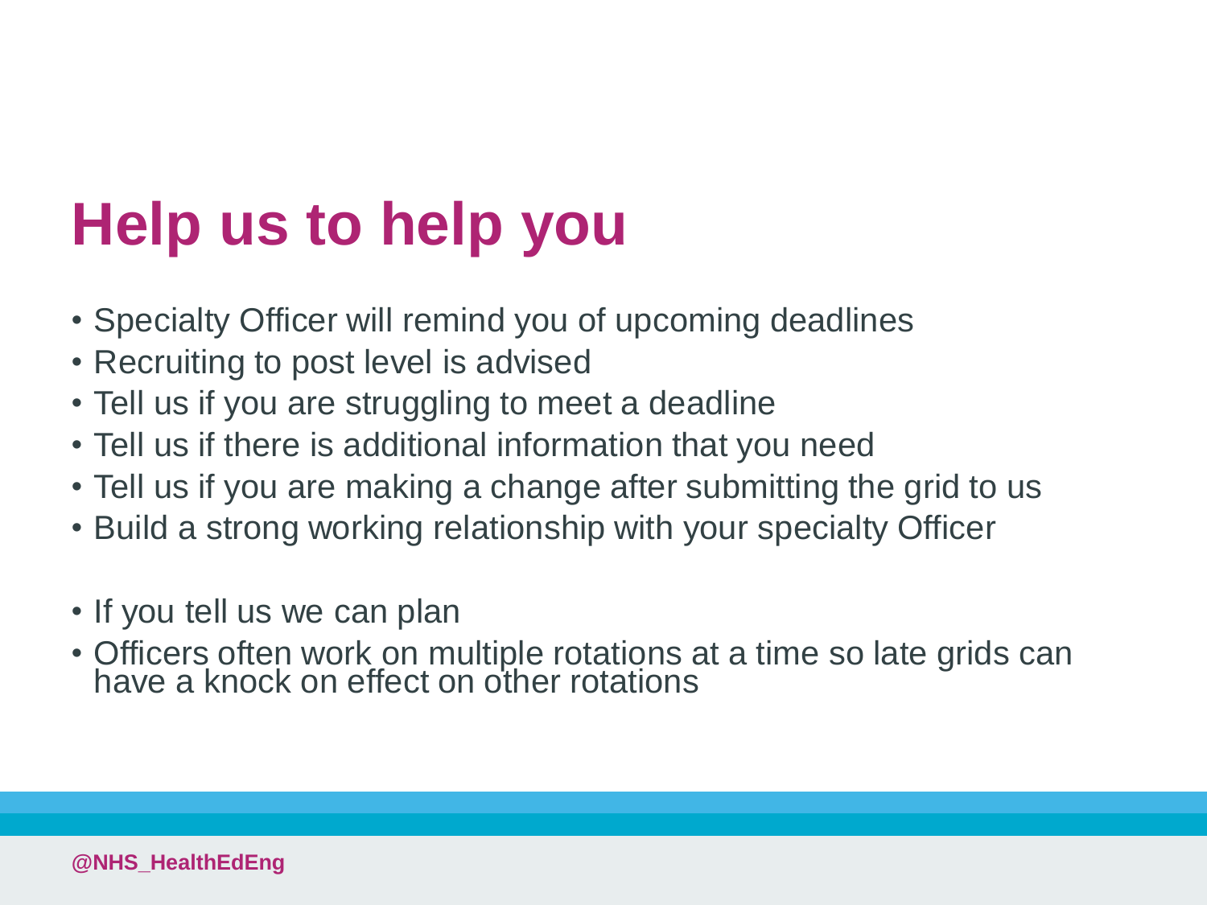# Help us to help you

- Specialty Officer will remind you of upcoming deadlines
- Recruiting to post level is advised
- Tell us if you are struggling to meet a deadline
- Tell us if there is additional information that you need
- Tell us if you are making a change after submitting the grid to us
- Build a strong working relationship with your specialty Officer

- If you tell us we can plan
- Officers often work on multiple rotations at a time so late grids can have a knock on effect on other rotations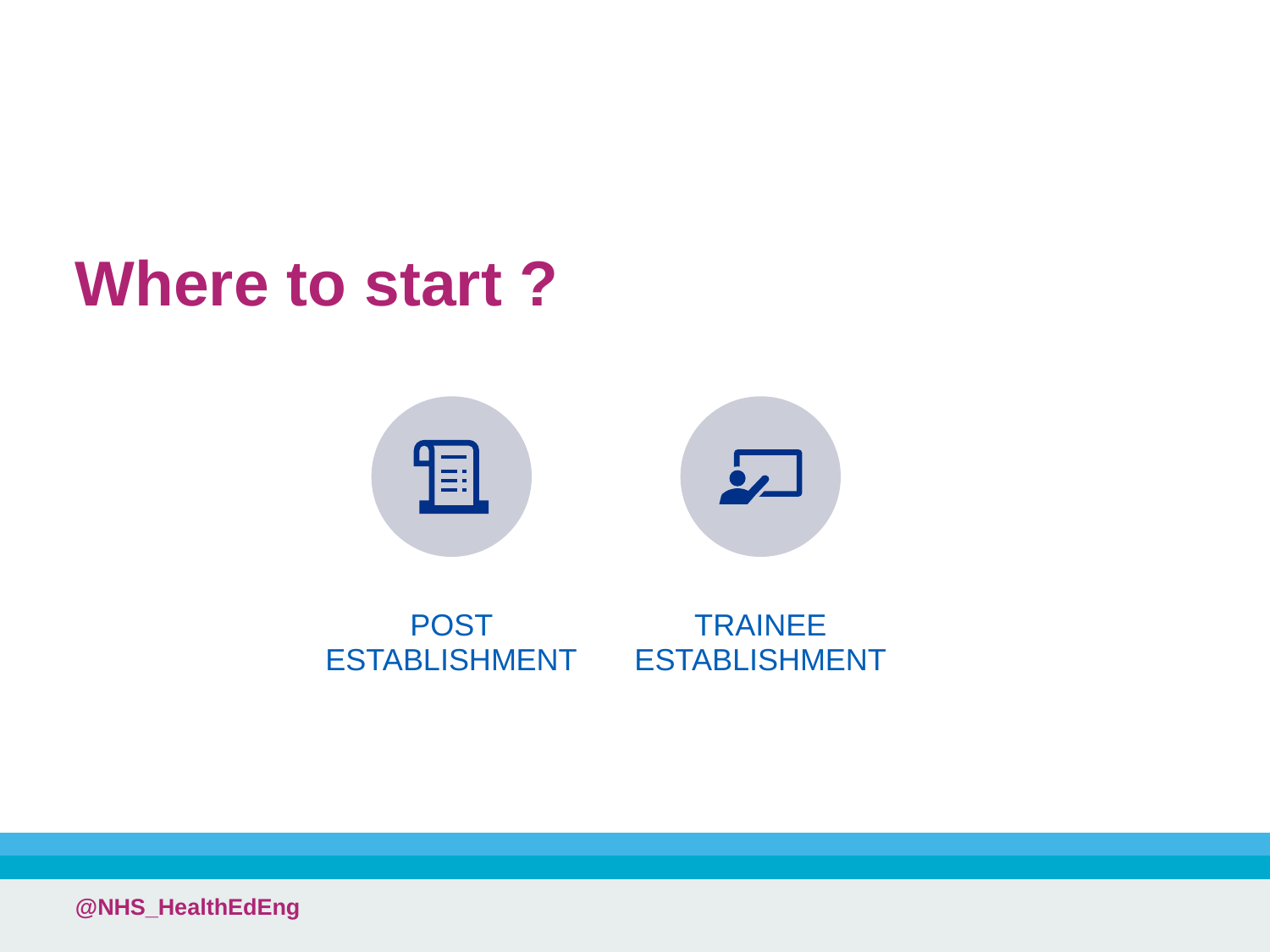# Where to start ?

POST ESTABLISHMENT

TRAINEE ESTABLISHMENT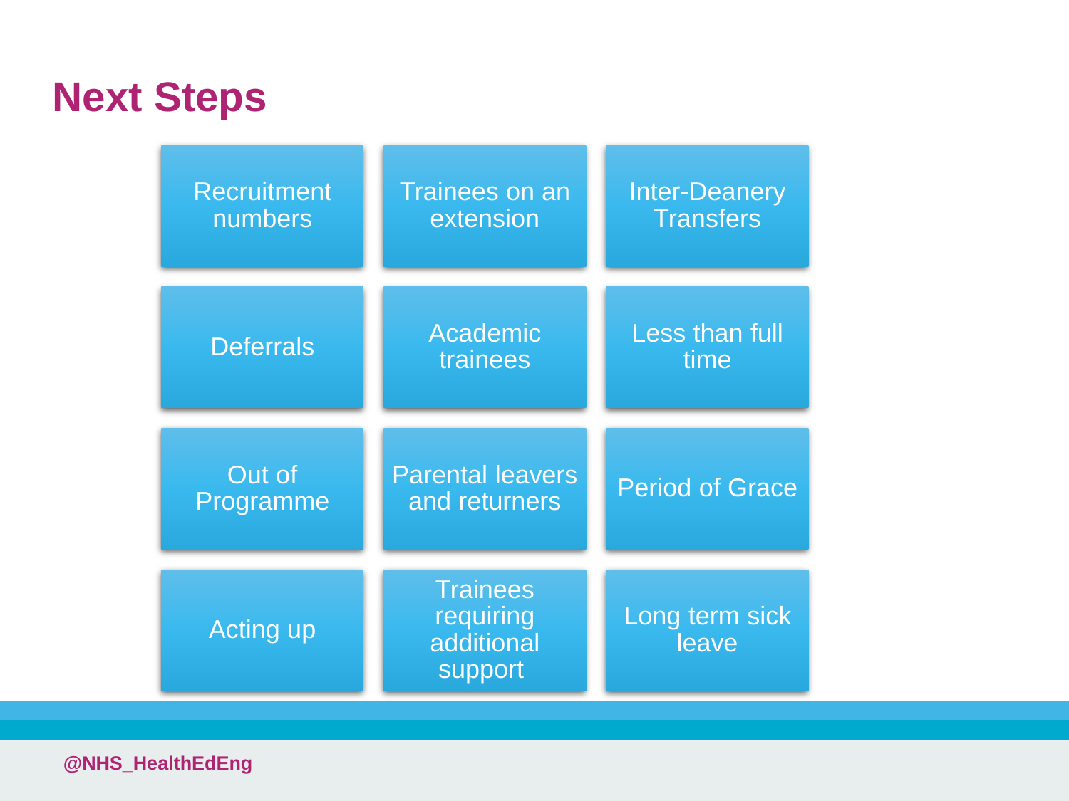# Next Steps

- Recruitment numbers
- Trainees on an extension
- Inter-Deanery Transfers
- Deferrals
- Academic trainees
- Less than full time
- Out of Programme
- Parental leavers and returners
- Period of Grace
- Acting up
- Trainees requiring additional support
- Long term sick leave

@NHS_HealthEdEng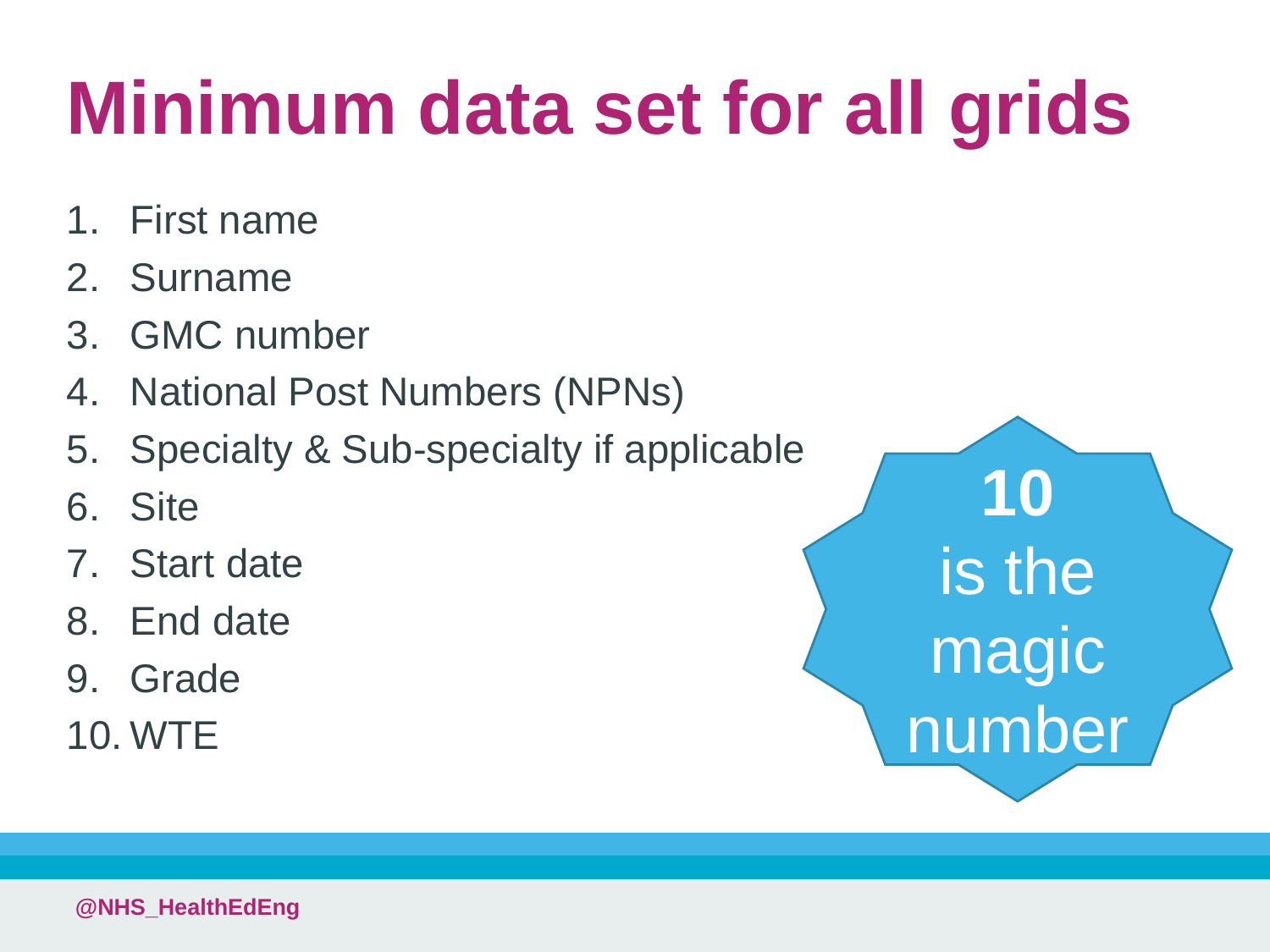# Minimum data set for all grids

1. First name
2. Surname
3. GMC number
4. National Post Numbers (NPNs)
5. Specialty & Sub-specialty if applicable
6. Site
7. Start date
8. End date
9. Grade
10. WTE

**10**
is the magic number

@NHS_HealthEdEng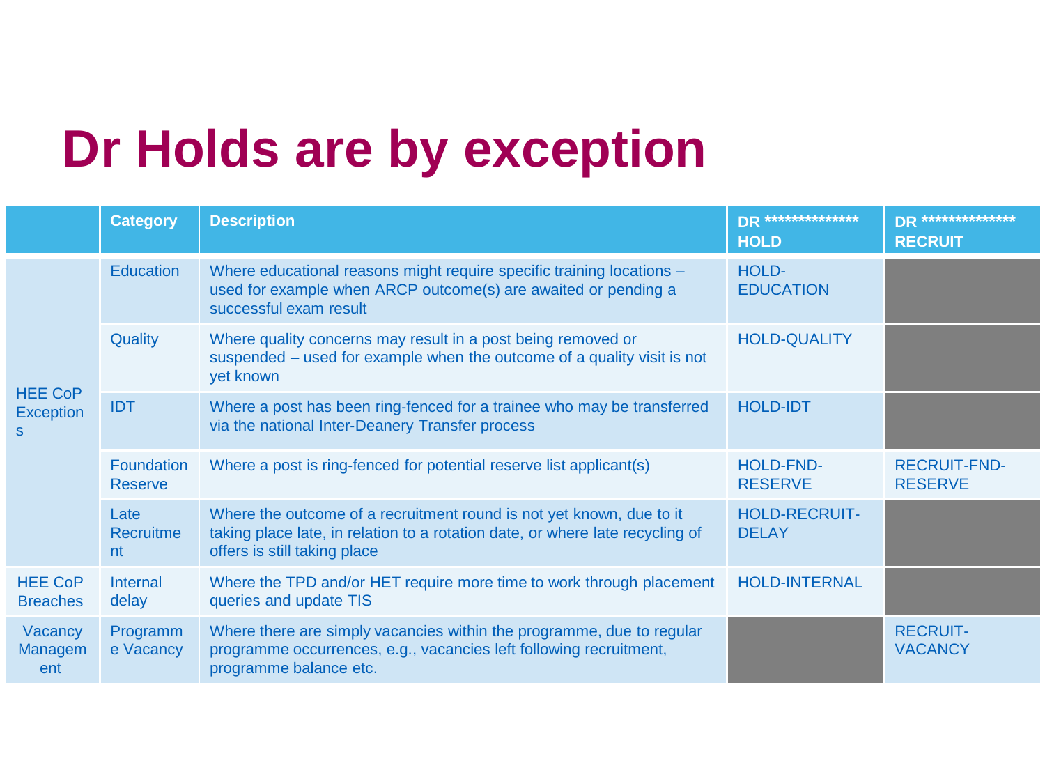# Dr Holds are by exception

| | Category | Description | DR *************** HOLD | DR *************** RECRUIT |
|---|---|---|---|---|
| HEE CoP Exceptions | Education | Where educational reasons might require specific training locations – used for example when ARCP outcome(s) are awaited or pending a successful exam result | HOLD-EDUCATION | |
| | Quality | Where quality concerns may result in a post being removed or suspended – used for example when the outcome of a quality visit is not yet known | HOLD-QUALITY | |
| | IDT | Where a post has been ring-fenced for a trainee who may be transferred via the national Inter-Deanery Transfer process | HOLD-IDT | |
| | Foundation Reserve | Where a post is ring-fenced for potential reserve list applicant(s) | HOLD-FND-RESERVE | RECRUIT-FND-RESERVE |
| | Late Recruitment | Where the outcome of a recruitment round is not yet known, due to it taking place late, in relation to a rotation date, or where late recycling of offers is still taking place | HOLD-RECRUIT-DELAY | |
| HEE CoP Breaches | Internal delay | Where the TPD and/or HET require more time to work through placement queries and update TIS | HOLD-INTERNAL | |
| Vacancy Management | Programme Vacancy | Where there are simply vacancies within the programme, due to regular programme occurrences, e.g., vacancies left following recruitment, programme balance etc. | | RECRUIT-VACANCY |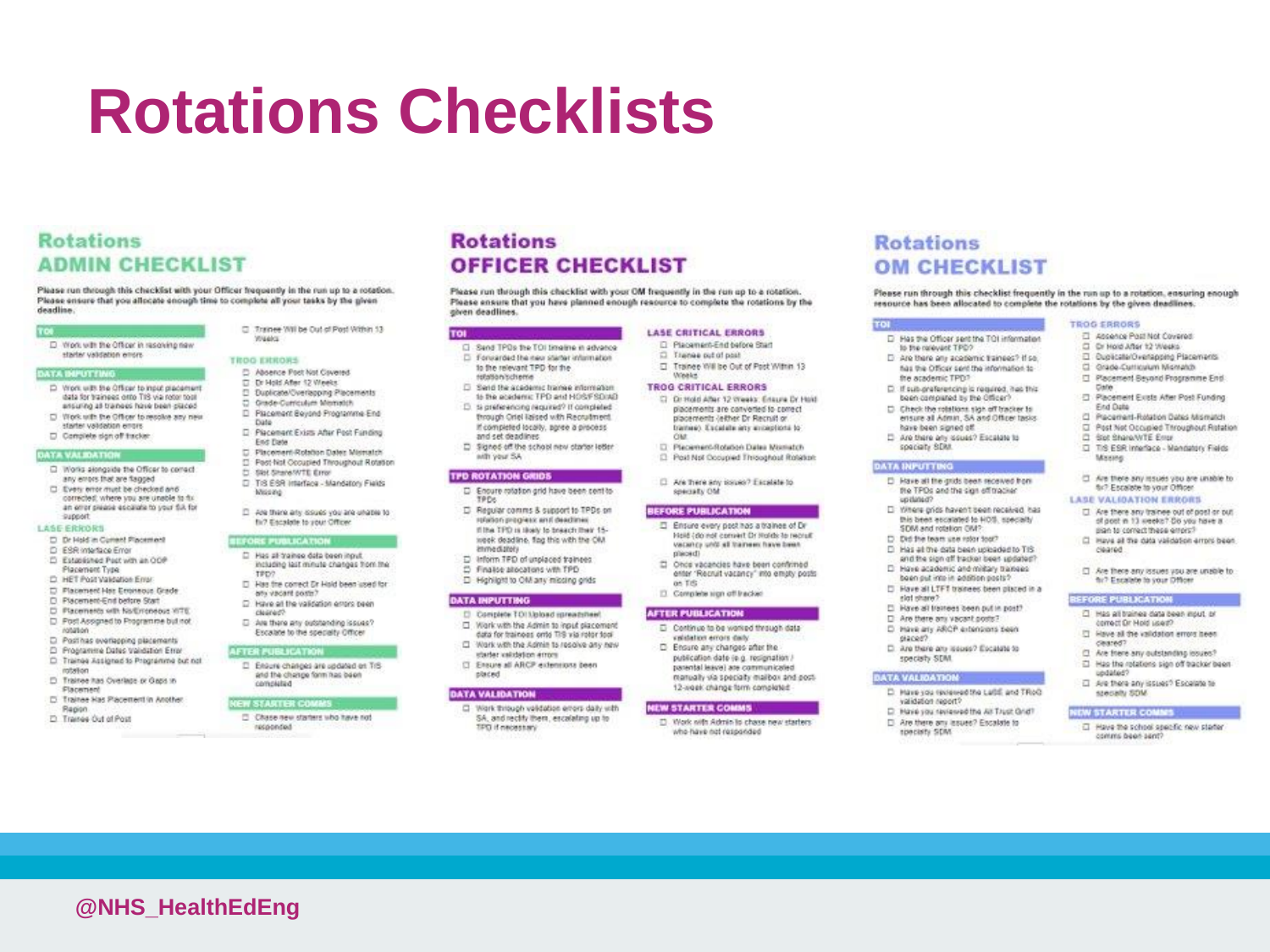# Rotations Checklists

## Rotations ADMIN CHECKLIST

**Please run through this checklist with your Officer frequently in the run up to a rotation. Please ensure that you allocate enough time to complete all your tasks by the given deadline.**

### TOI

- ☐ Work with the Officer in resolving new starter validation errors

### DATA INPUTTING

- ☐ Work with the Officer to input placement data for trainees onto TIS via rotor tool ensuring all trainees have been placed
- ☐ Work with the Officer to resolve any new starter validation errors
- ☐ Complete sign off tracker

### DATA VALIDATION

- ☐ Works alongside the Officer to correct any errors that are flagged
- ☐ Every error must be checked and corrected, where you are unable to fix an error please escalate to your SA for support

### LASE ERRORS

- ☐ Dr Hold in Current Placement
- ☐ ESR interface Error
- ☐ Established Post with an ODP Placement Type
- ☐ HET Post Validation Error
- ☐ Placement Has Erroneous Grade
- ☐ Placement-End before Start
- ☐ Placements with No/Erroneous WTE
- ☐ Post Assigned to Programme but not rotation
- ☐ Post has overlapping placements
- ☐ Programme Dates Validation Error
- ☐ Trainee Assigned to Programme but not rotation
- ☐ Trainee has Overlaps or Gaps in Placement
- ☐ Trainee Has Placement in Another Region
- ☐ Trainee Out of Post
- ☐ Trainee Will be Out of Post Within 13 Weeks

### TROG ERRORS

- ☐ Absence Post Not Covered
- ☐ Dr Hold After 12 Weeks
- ☐ Duplicate/Overlapping Placements
- ☐ Grade-Curriculum Mismatch
- ☐ Placement Beyond Programme End Date
- ☐ Placement Exists After Post Funding End Date
- ☐ Placement-Rotation Dates Mismatch
- ☐ Post Not Occupied Throughout Rotation
- ☐ Slot Share/WTE Error
- ☐ TIS ESR Interface - Mandatory Fields Missing
- ☐ Are there any issues you are unable to fix? Escalate to your Officer

### BEFORE PUBLICATION

- ☐ Has all trainee data been input, including last minute changes from the TPD?
- ☐ Has the correct Dr Hold been used for any vacant posts?
- ☐ Have all the validation errors been cleared?
- ☐ Are there any outstanding issues? Escalate to the specialty Officer

### AFTER PUBLICATION

- ☐ Ensure changes are updated on TIS and the change form has been completed

### NEW STARTER COMMS

- ☐ Chase new starters who have not responded

## Rotations OFFICER CHECKLIST

**Please run through this checklist with your OM frequently in the run up to a rotation. Please ensure that you have planned enough resource to complete the rotations by the given deadlines.**

### TOI

- ☐ Send TPDs the TOI timeline in advance
- ☐ Forwarded the new starter information to the relevant TPD for the rotation/scheme
- ☐ Send the academic trainee information to the academic TPD and HOS/FSD/AD
- ☐ Is preferencing required? If completed through Oriel liaised with Recruitment. If completed locally, agree a process and set deadlines
- ☐ Signed off the school new starter letter with your SA

### TPD ROTATION GRIDS

- ☐ Ensure rotation grid have been sent to TPDs
- ☐ Regular comms & support to TPDs on rotation progress and deadlines. If the TPD is likely to breach their 15-week deadline, flag this with the OM immediately
- ☐ Inform TPD of unplaced trainees
- ☐ Finalise allocations with TPD
- ☐ Highlight to OM any missing grids

### DATA INPUTTING

- ☐ Complete TOI Upload spreadsheet
- ☐ Work with the Admin to input placement data for trainees onto TIS via rotor tool
- ☐ Work with the Admin to resolve any new starter validation errors
- ☐ Ensure all ARCP extensions been placed

### DATA VALIDATION

- ☐ Work through validation errors daily with SA, and rectify them, escalating up to TPD if necessary

### LASE CRITICAL ERRORS

- ☐ Placement-End before Start
- ☐ Trainee out of post
- ☐ Trainee Will be Out of Post Within 13 Weeks

### TROG CRITICAL ERRORS

- ☐ Dr Hold After 12 Weeks: Ensure Dr Hold placements are converted to correct placements (either Dr Recruit or trainee). Escalate any exceptions to OM
- ☐ Placement-Rotation Dates Mismatch
- ☐ Post Not Occupied Throughout Rotation
- ☐ Are there any issues? Escalate to specialty OM

### BEFORE PUBLICATION

- ☐ Ensure every post has a trainee of Dr Hold (do not convert Dr Holds to recruit vacancy until all trainees have been placed)
- ☐ Once vacancies have been confirmed enter "Recruit vacancy" into empty posts on TIS
- ☐ Complete sign off tracker

### AFTER PUBLICATION

- ☐ Continue to be worked through data validation errors daily
- ☐ Ensure any changes after the publication date (e.g. resignation / parental leave) are communicated manually via specialty mailbox and post 12-week change form completed

### NEW STARTER COMMS

- ☐ Work with Admin to chase new starters who have not responded

## Rotations OM CHECKLIST

**Please run through this checklist frequently in the run up to a rotation, ensuring enough resource has been allocated to complete the rotations by the given deadlines.**

### TOI

- ☐ Has the Officer sent the TOI information to the relevant TPD?
- ☐ Are there any academic trainees? If so, has the Officer sent the information to the academic TPD?
- ☐ If sub-preferencing is required, has this been completed by the Officer?
- ☐ Check the rotations sign off tracker to ensure all Admin, SA and Officer tasks have been signed off
- ☐ Are there any issues? Escalate to specialty SDM

### DATA INPUTTING

- ☐ Have all the grids been received from the TPDs and the sign off tracker updated?
- ☐ Where grids haven't been received, has this been escalated to HOS, specialty SDM and rotation OM?
- ☐ Did the team use rotor tool?
- ☐ Has all the data been uploaded to TIS and the sign off tracker been updated?
- ☐ Have academic and military trainees been put into in addition posts?
- ☐ Have all LTFT trainees been placed in a slot share?
- ☐ Have all trainees been put in post?
- ☐ Are there any vacant posts?
- ☐ Have any ARCP extensions been placed?
- ☐ Are there any issues? Escalate to specialty SDM

### DATA VALIDATION

- ☐ Have you reviewed the LaSE and TRoG validation report?
- ☐ Have you reviewed the All Trust Grid?
- ☐ Are there any issues? Escalate to specialty SDM

### TROG ERRORS

- ☐ Absence Post Not Covered
- ☐ Dr Hold After 12 Weeks
- ☐ Duplicate/Overlapping Placements
- ☐ Grade-Curriculum Mismatch
- ☐ Placement Beyond Programme End Date
- ☐ Placement Exists After Post Funding End Date
- ☐ Placement-Rotation Dates Mismatch
- ☐ Post Not Occupied Throughout Rotation
- ☐ Slot Share/WTE Error
- ☐ TIS ESR Interface - Mandatory Fields Missing
- ☐ Are there any issues you are unable to fix? Escalate to your Officer

### LASE VALIDATION ERRORS

- ☐ Are there any trainee out of post or out of post in 13 weeks? Do you have a plan to correct these errors?
- ☐ Have all the data validation errors been cleared
- ☐ Are there any issues you are unable to fix? Escalate to your Officer

### BEFORE PUBLICATION

- ☐ Has all trainee data been input, or correct Dr Hold used?
- ☐ Have all the validation errors been cleared?
- ☐ Are there any outstanding issues?
- ☐ Has the rotations sign off tracker been updated?
- ☐ Are there any issues? Escalate to specialty SDM

### NEW STARTER COMMS

- ☐ Have the school specific new starter comms been sent?

@NHS_HealthEdEng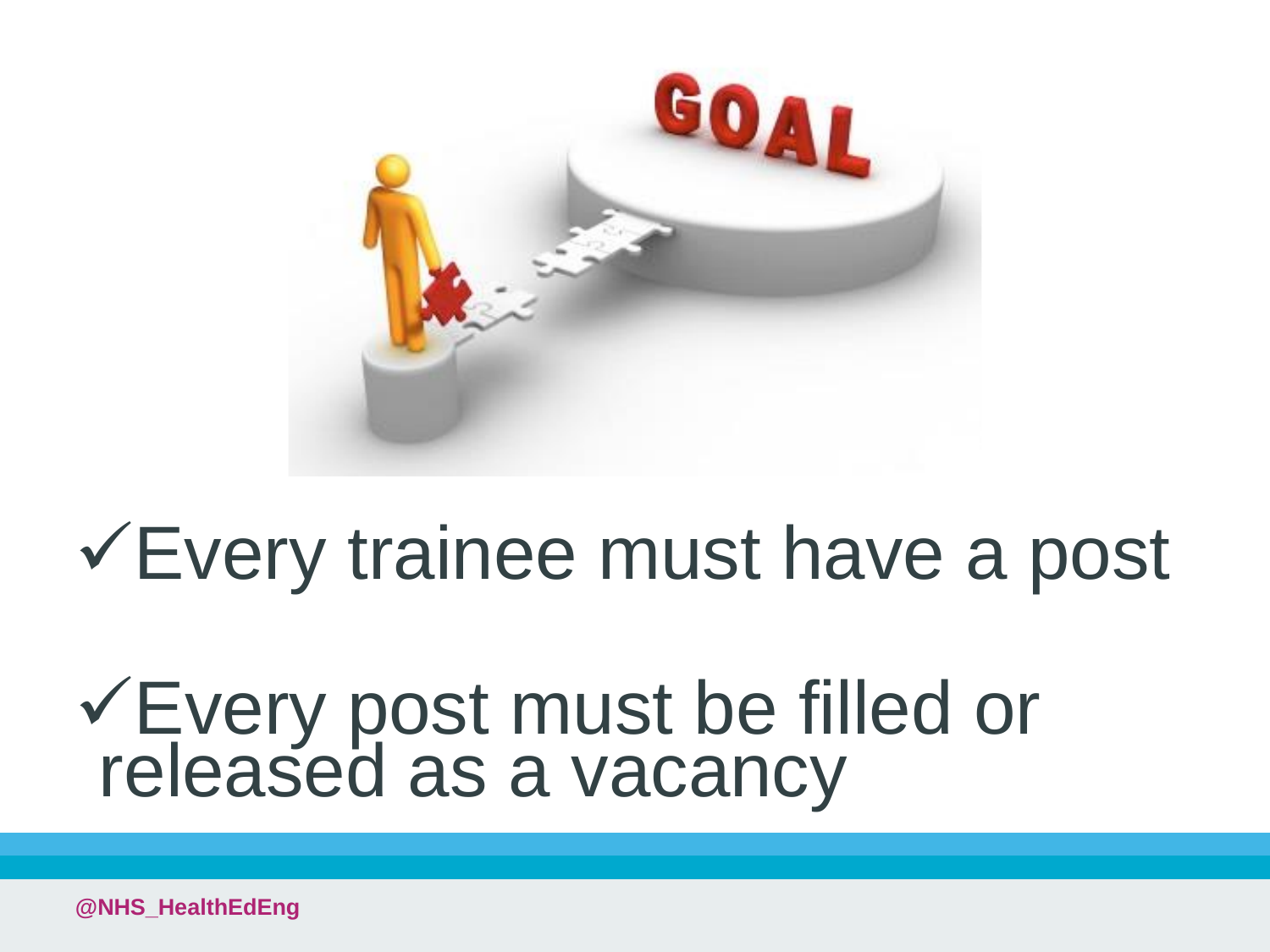- ✓Every trainee must have a post
- ✓Every post must be filled or released as a vacancy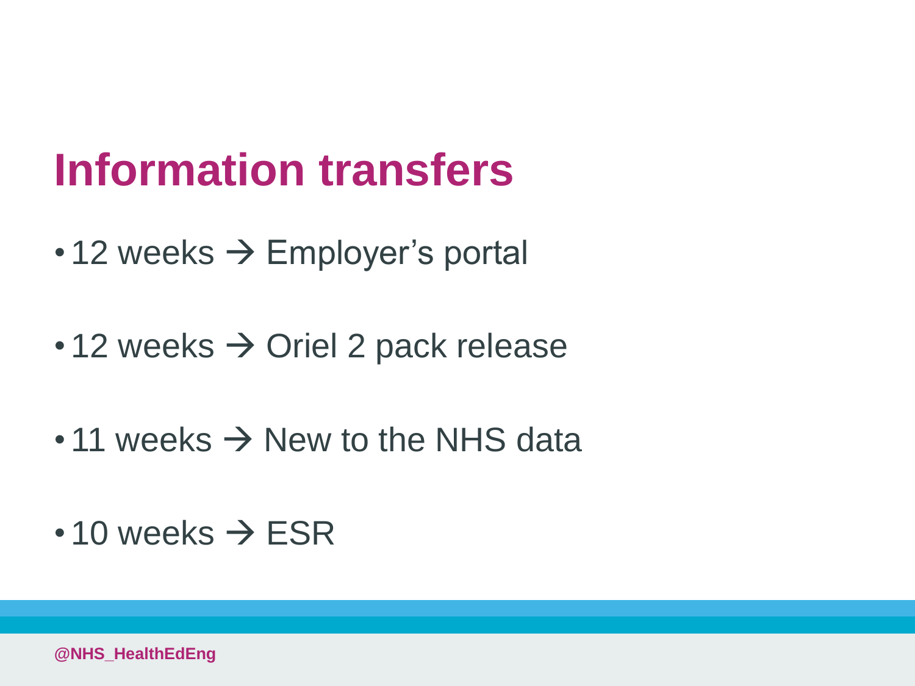# Information transfers

- 12 weeks → Employer's portal
- 12 weeks → Oriel 2 pack release
- 11 weeks → New to the NHS data
- 10 weeks → ESR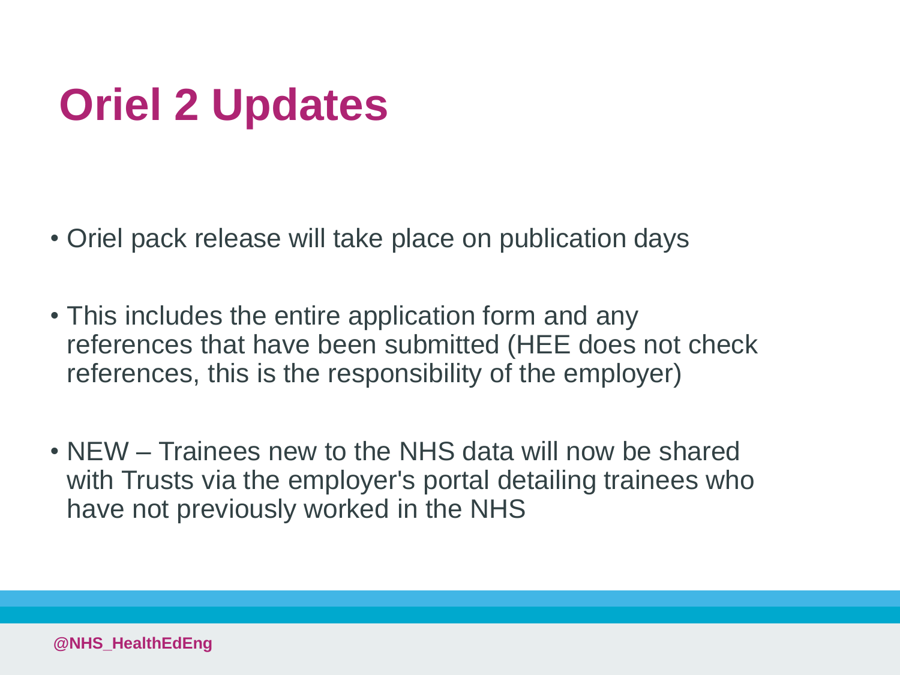# Oriel 2 Updates

- Oriel pack release will take place on publication days
- This includes the entire application form and any references that have been submitted (HEE does not check references, this is the responsibility of the employer)
- NEW – Trainees new to the NHS data will now be shared with Trusts via the employer's portal detailing trainees who have not previously worked in the NHS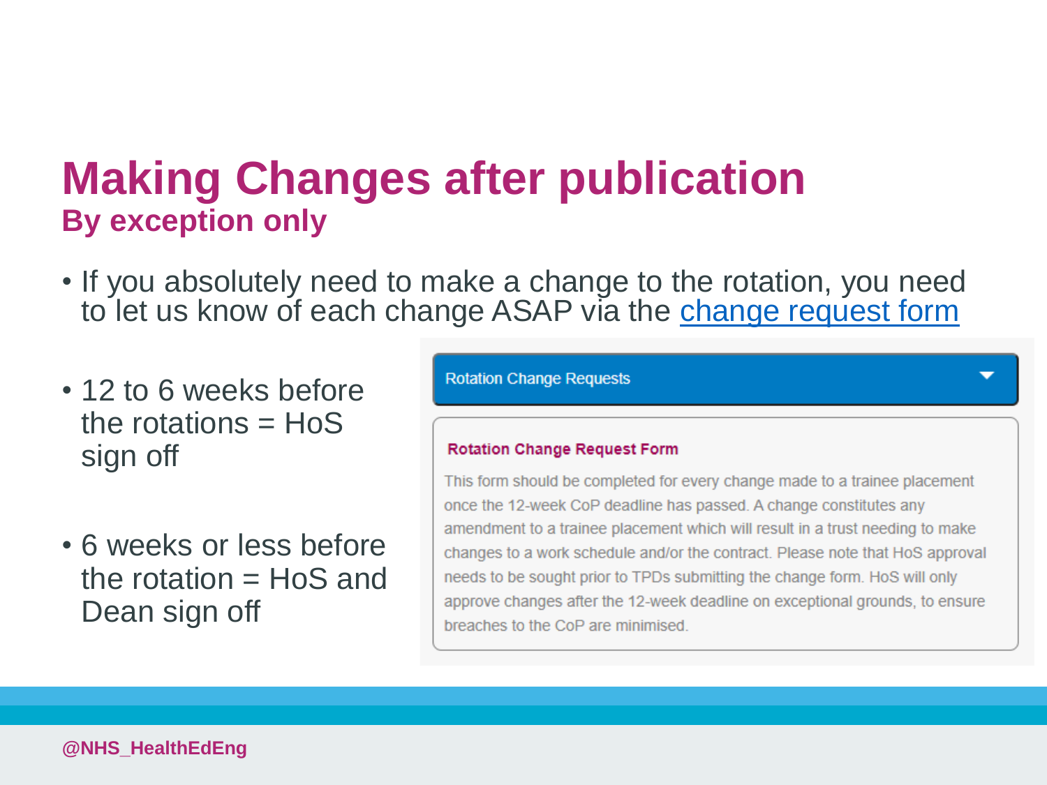# Making Changes after publication
## By exception only

- If you absolutely need to make a change to the rotation, you need to let us know of each change ASAP via the change request form

- 12 to 6 weeks before the rotations = HoS sign off

- 6 weeks or less before the rotation = HoS and Dean sign off

Rotation Change Requests

**Rotation Change Request Form**

This form should be completed for every change made to a trainee placement once the 12-week CoP deadline has passed. A change constitutes any amendment to a trainee placement which will result in a trust needing to make changes to a work schedule and/or the contract. Please note that HoS approval needs to be sought prior to TPDs submitting the change form. HoS will only approve changes after the 12-week deadline on exceptional grounds, to ensure breaches to the CoP are minimised.

@NHS_HealthEdEng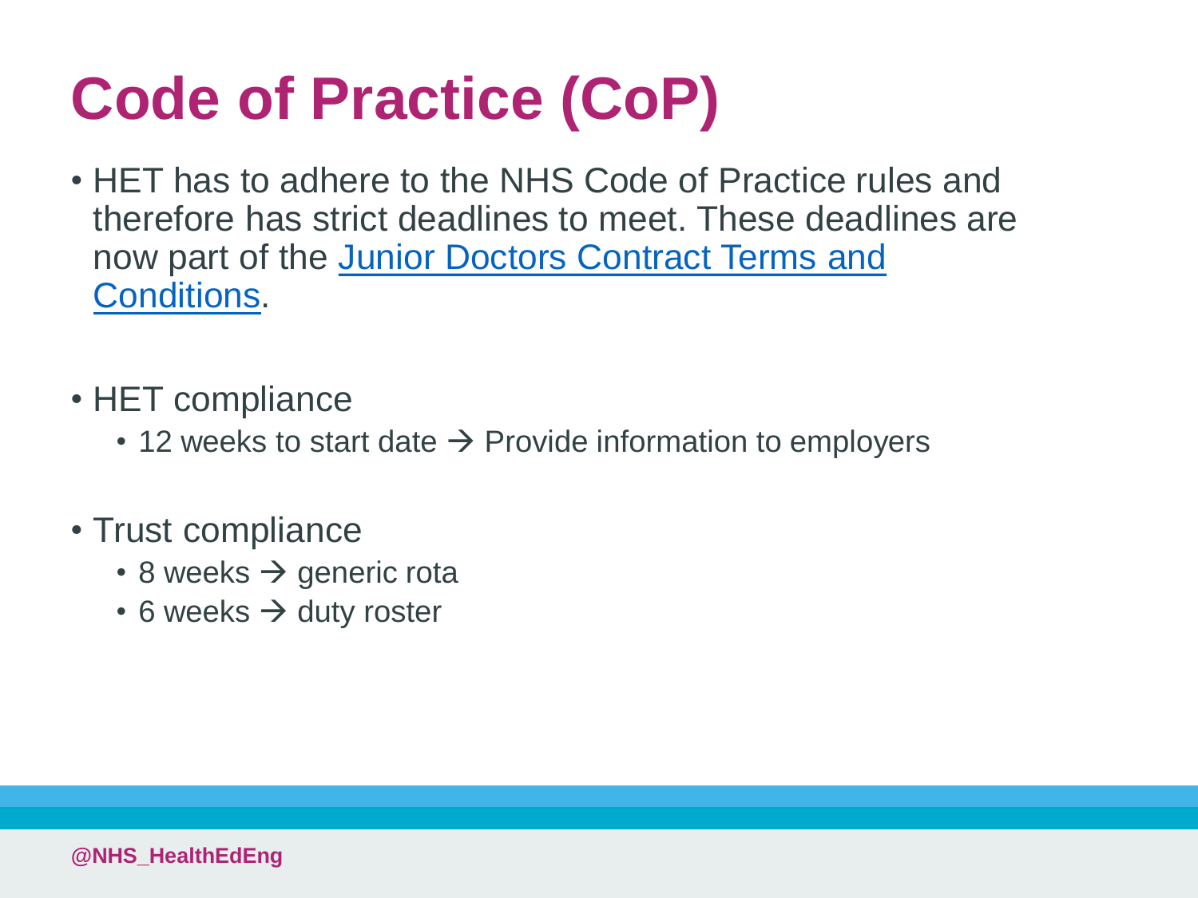# Code of Practice (CoP)

- HET has to adhere to the NHS Code of Practice rules and therefore has strict deadlines to meet. These deadlines are now part of the Junior Doctors Contract Terms and Conditions.

- HET compliance
  - 12 weeks to start date → Provide information to employers

- Trust compliance
  - 8 weeks → generic rota
  - 6 weeks → duty roster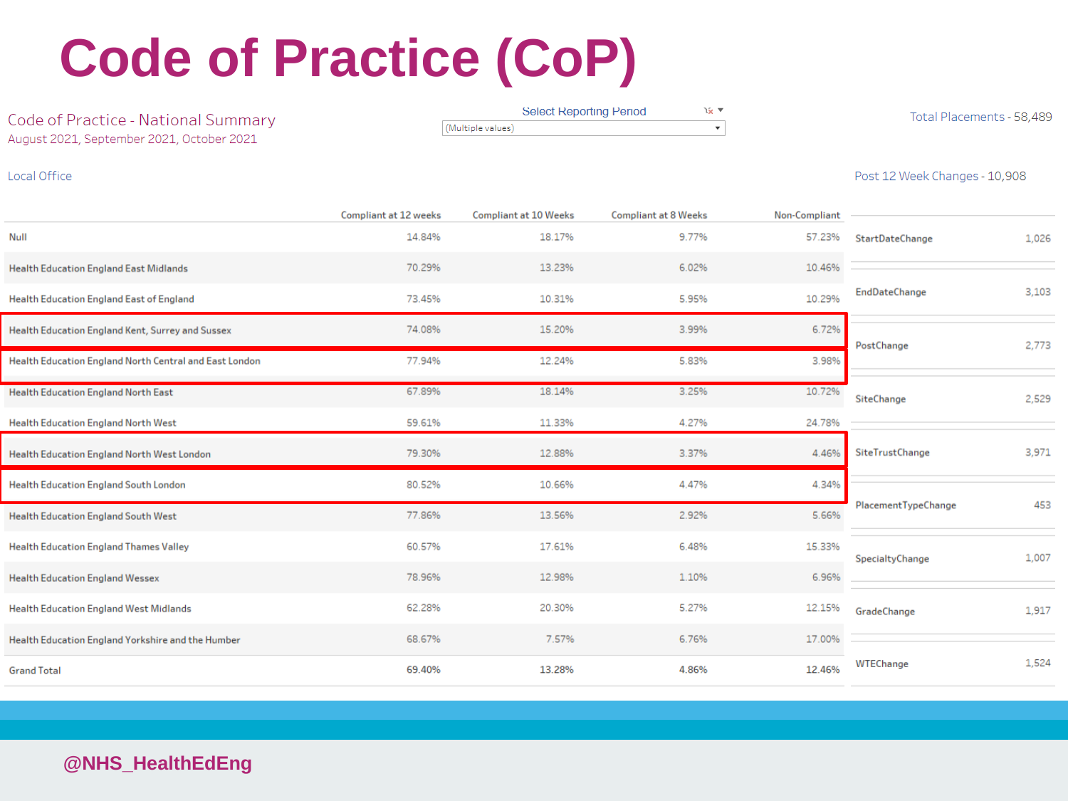# Code of Practice (CoP)

## Code of Practice - National Summary

August 2021, September 2021, October 2021

Select Reporting Period: (Multiple values)

Total Placements - 58,489

Local Office

| | Compliant at 12 weeks | Compliant at 10 Weeks | Compliant at 8 Weeks | Non-Compliant |
|---|---|---|---|---|
| Null | 14.84% | 18.17% | 9.77% | 57.23% |
| Health Education England East Midlands | 70.29% | 13.23% | 6.02% | 10.46% |
| Health Education England East of England | 73.45% | 10.31% | 5.95% | 10.29% |
| Health Education England Kent, Surrey and Sussex | 74.08% | 15.20% | 3.99% | 6.72% |
| Health Education England North Central and East London | 77.94% | 12.24% | 5.83% | 3.98% |
| Health Education England North East | 67.89% | 18.14% | 3.25% | 10.72% |
| Health Education England North West | 59.61% | 11.33% | 4.27% | 24.78% |
| Health Education England North West London | 79.30% | 12.88% | 3.37% | 4.46% |
| Health Education England South London | 80.52% | 10.66% | 4.47% | 4.34% |
| Health Education England South West | 77.86% | 13.56% | 2.92% | 5.66% |
| Health Education England Thames Valley | 60.57% | 17.61% | 6.48% | 15.33% |
| Health Education England Wessex | 78.96% | 12.98% | 1.10% | 6.96% |
| Health Education England West Midlands | 62.28% | 20.30% | 5.27% | 12.15% |
| Health Education England Yorkshire and the Humber | 68.67% | 7.57% | 6.76% | 17.00% |
| Grand Total | 69.40% | 13.28% | 4.86% | 12.46% |

Post 12 Week Changes - 10,908

| Change | Count |
|---|---|
| StartDateChange | 1,026 |
| EndDateChange | 3,103 |
| PostChange | 2,773 |
| SiteChange | 2,529 |
| SiteTrustChange | 3,971 |
| PlacementTypeChange | 453 |
| SpecialtyChange | 1,007 |
| GradeChange | 1,917 |
| WTEChange | 1,524 |

@NHS_HealthEdEng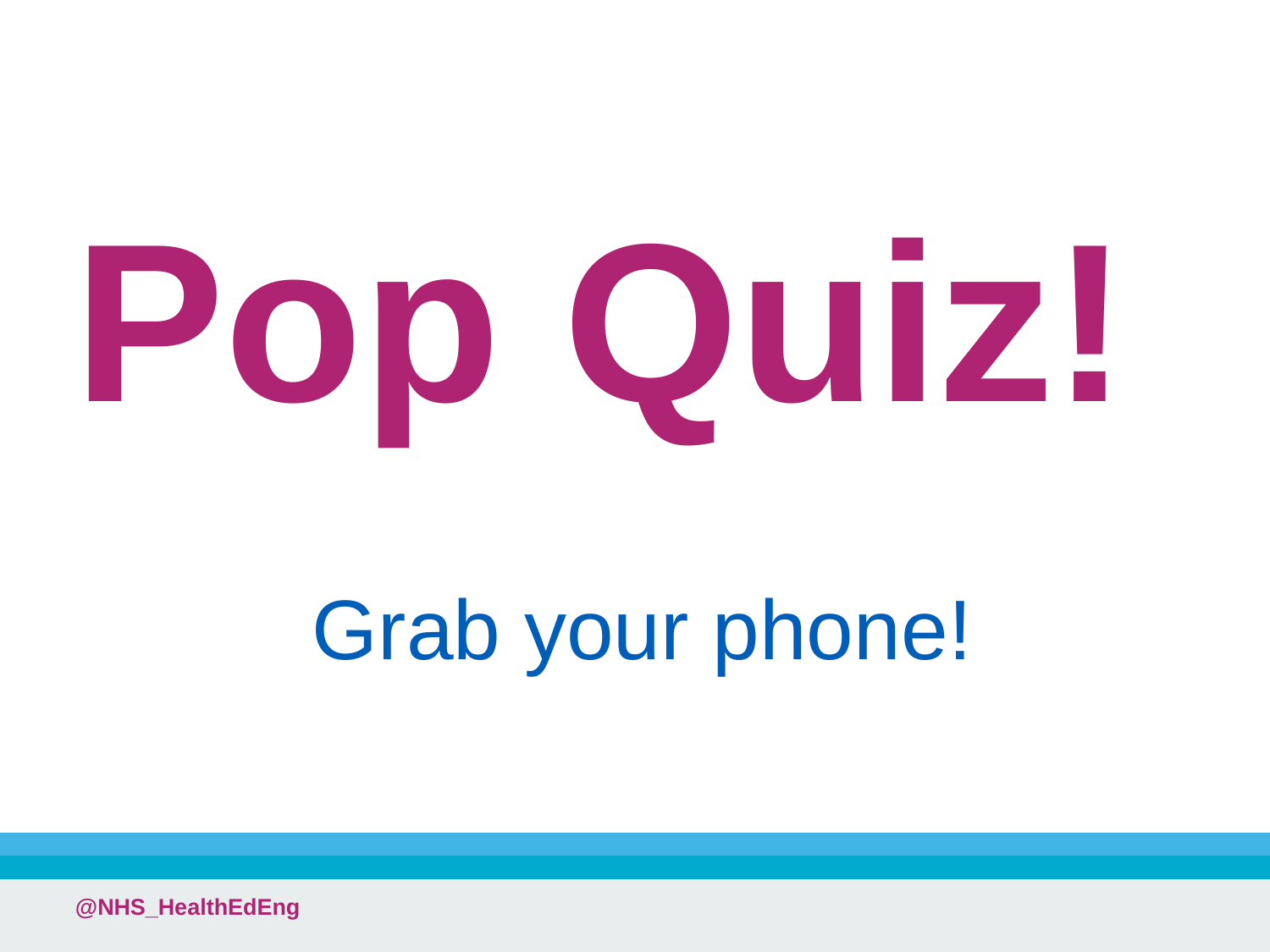# Pop Quiz!

Grab your phone!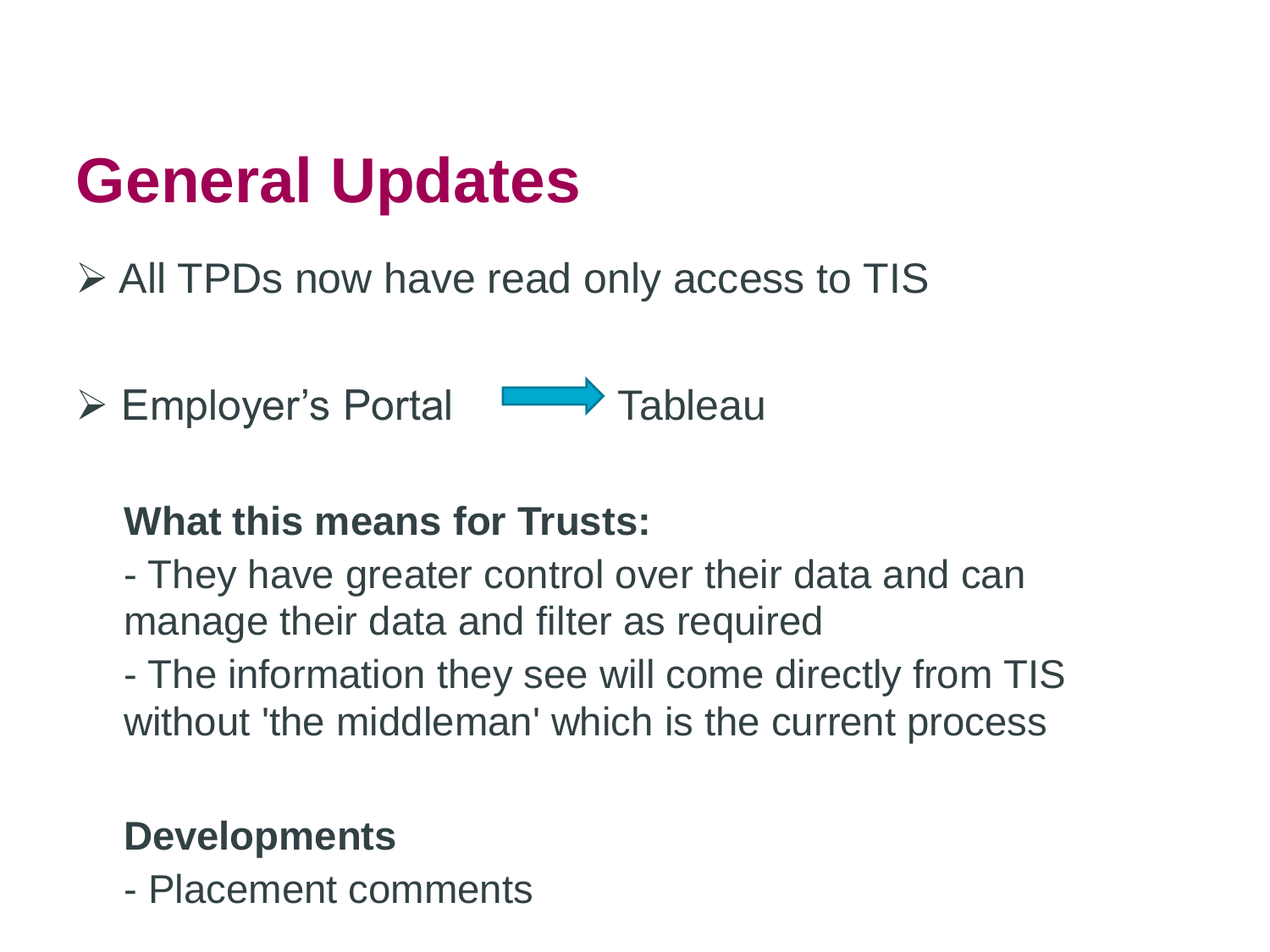# General Updates

- All TPDs now have read only access to TIS

- Employer's Portal → Tableau

  **What this means for Trusts:**

  - They have greater control over their data and can manage their data and filter as required
  - The information they see will come directly from TIS without 'the middleman' which is the current process

  **Developments**

  - Placement comments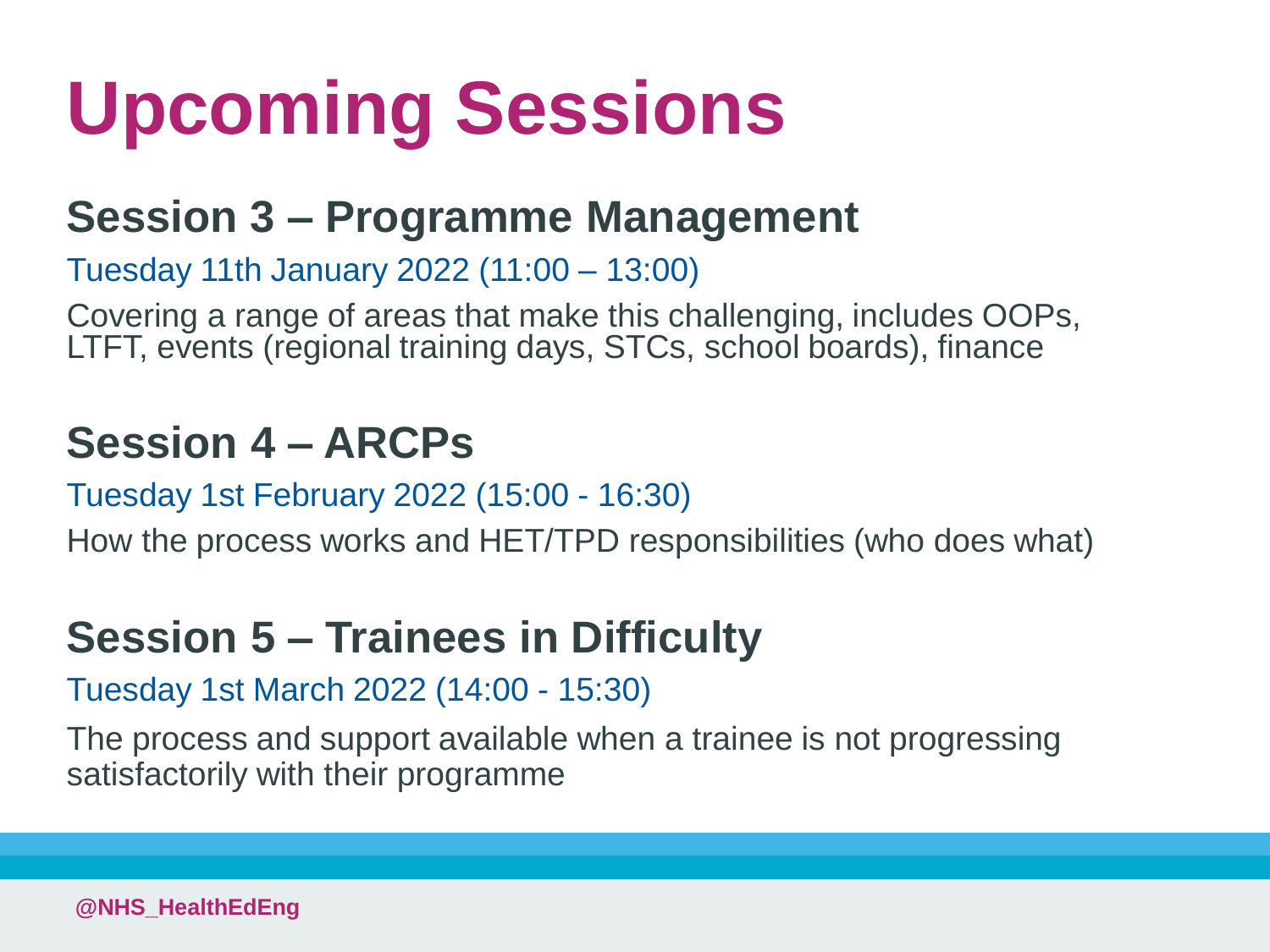# Upcoming Sessions

## Session 3 – Programme Management

Tuesday 11th January 2022 (11:00 – 13:00)

Covering a range of areas that make this challenging, includes OOPs, LTFT, events (regional training days, STCs, school boards), finance

## Session 4 – ARCPs

Tuesday 1st February 2022 (15:00 - 16:30)

How the process works and HET/TPD responsibilities (who does what)

## Session 5 – Trainees in Difficulty

Tuesday 1st March 2022 (14:00 - 15:30)

The process and support available when a trainee is not progressing satisfactorily with their programme

@NHS_HealthEdEng